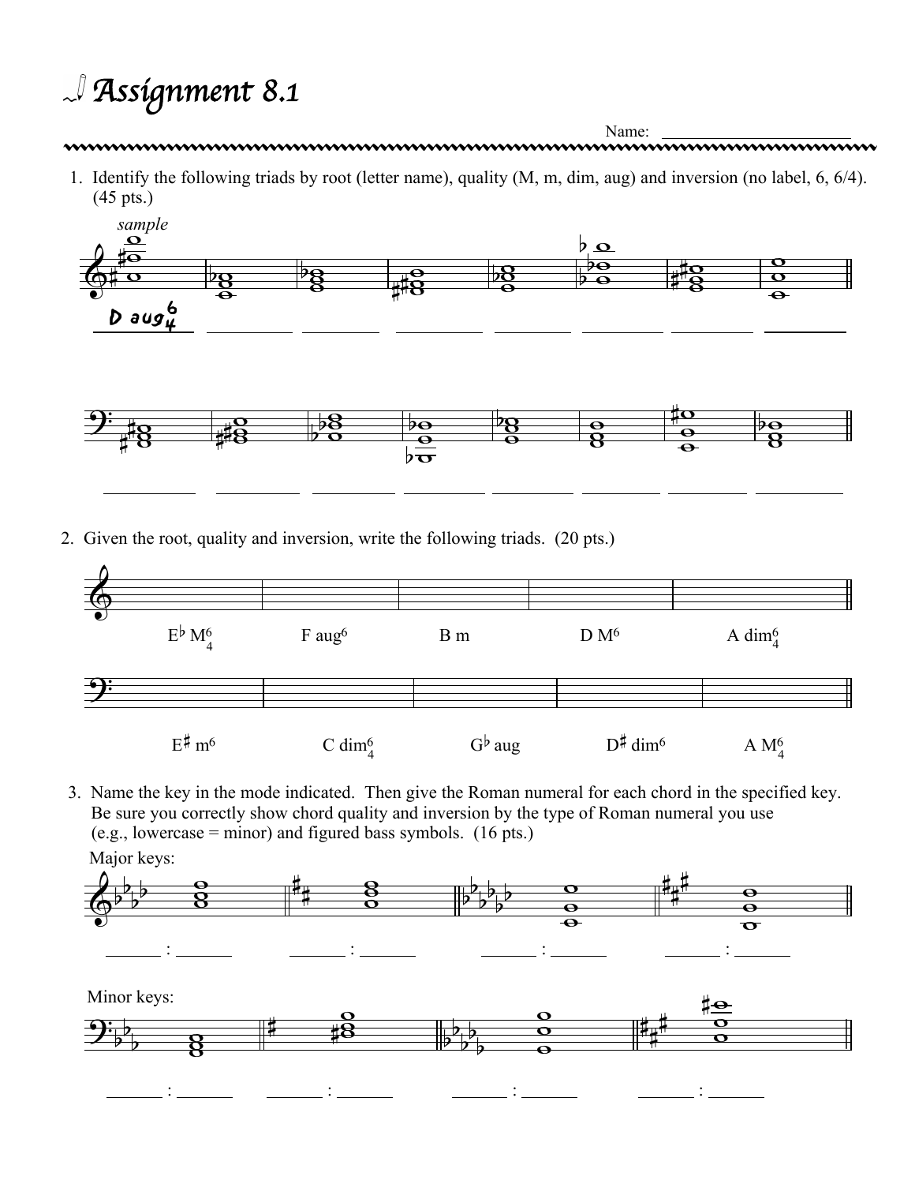# Assignment 8.1

Name: _______________________

1. Identify the following triads by root (letter name), quality (M, m, dim, aug) and inversion (no label, 6, 6/4). (45 pts.)

*sample*

D aug$^6_4$

_________ _________ _________ _________ _________ _________ _________

_________ _________ _________ _________ _________ _________ _________ _________

2. Given the root, quality and inversion, write the following triads. (20 pts.)

E♭ M$^6_4$ F aug$^6$ B m D M$^6$ A dim$^6_4$

E♯ m$^6$ C dim$^6_4$ G♭ aug D♯ dim$^6$ A M$^6_4$

3. Name the key in the mode indicated. Then give the Roman numeral for each chord in the specified key. Be sure you correctly show chord quality and inversion by the type of Roman numeral you use (e.g., lowercase = minor) and figured bass symbols. (16 pts.)

Major keys:

______ : ______ ______ : ______ ______ : ______ ______ : ______

Minor keys:

______ : ______ ______ : ______ ______ : ______ ______ : ______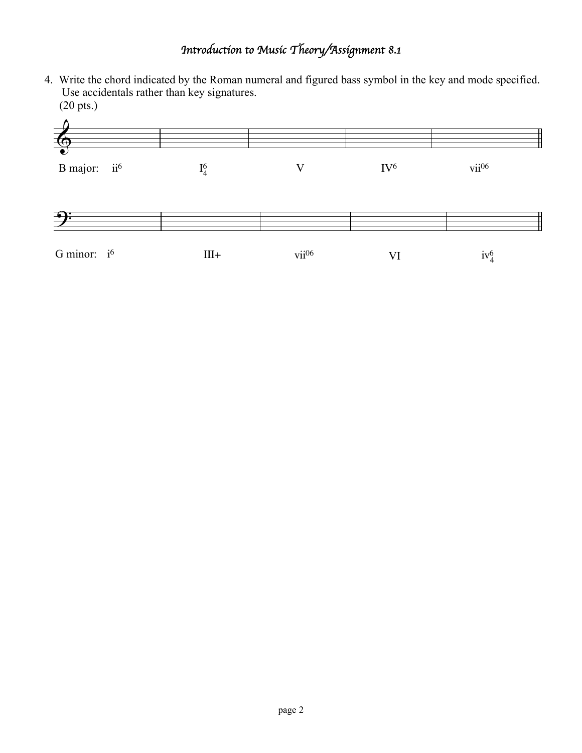*Introduction to Music Theory/Assignment 8.1*

4. Write the chord indicated by the Roman numeral and figured bass symbol in the key and mode specified. Use accidentals rather than key signatures.
(20 pts.)

B major: $ii^6$ $I^6_4$ V $IV^6$ $vii^{o6}$

G minor: $i^6$ III+ $vii^{o6}$ VI $iv^6_4$